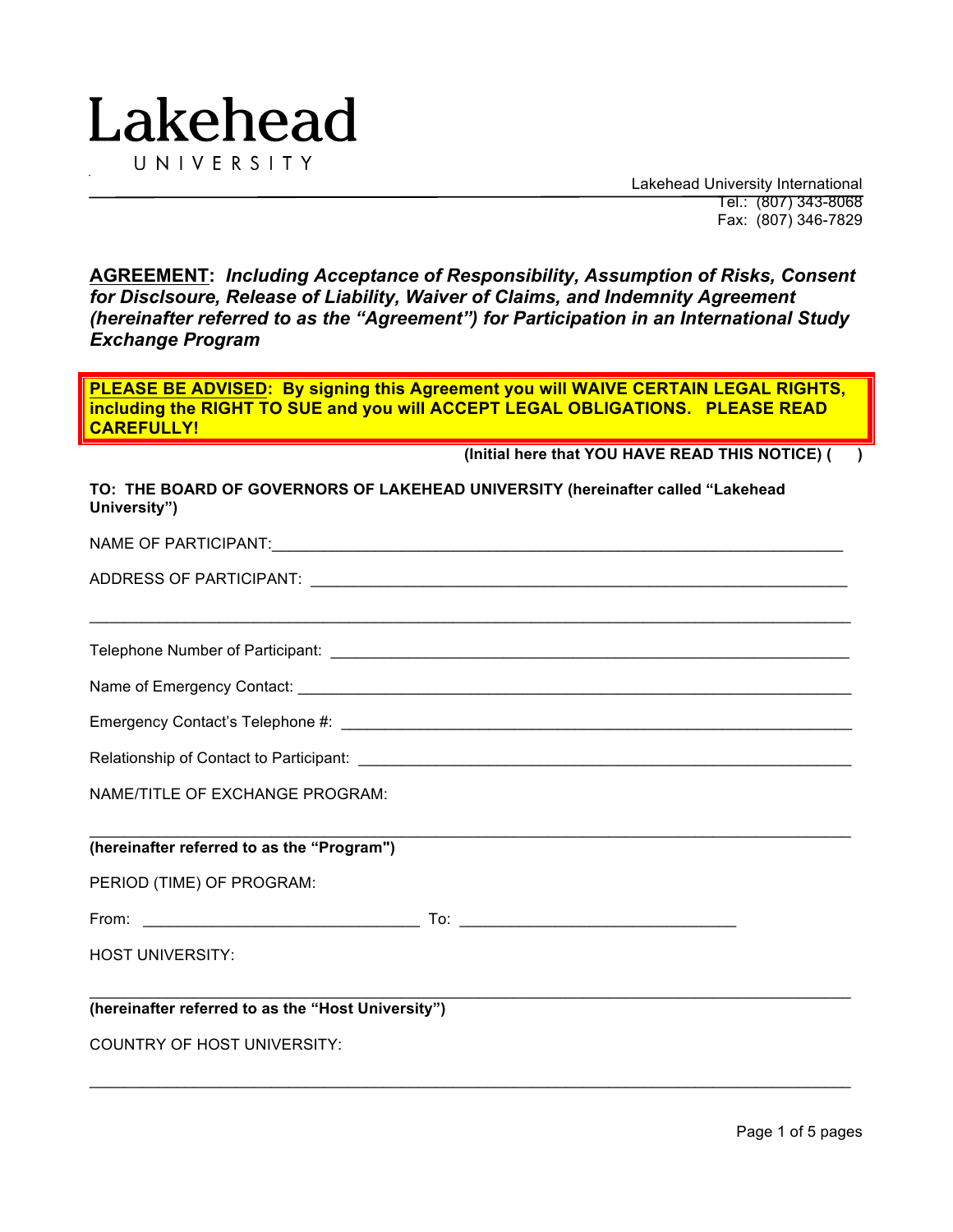# Lakehead
UNIVERSITY

Lakehead University International
Tel.: (807) 343-8068
Fax: (807) 346-7829

**AGREEMENT**: ***Including Acceptance of Responsibility, Assumption of Risks, Consent for Disclsoure, Release of Liability, Waiver of Claims, and Indemnity Agreement (hereinafter referred to as the "Agreement") for Participation in an International Study Exchange Program***

**PLEASE BE ADVISED: By signing this Agreement you will WAIVE CERTAIN LEGAL RIGHTS, including the RIGHT TO SUE and you will ACCEPT LEGAL OBLIGATIONS. PLEASE READ CAREFULLY!**

**(Initial here that YOU HAVE READ THIS NOTICE) ( )**

**TO: THE BOARD OF GOVERNORS OF LAKEHEAD UNIVERSITY (hereinafter called "Lakehead University")**

NAME OF PARTICIPANT:___________________________________________________________________

ADDRESS OF PARTICIPANT: ______________________________________________________________

_______________________________________________________________________________________

Telephone Number of Participant: _________________________________________________________

Name of Emergency Contact: _____________________________________________________________

Emergency Contact's Telephone #: ________________________________________________________

Relationship of Contact to Participant: ____________________________________________________

NAME/TITLE OF EXCHANGE PROGRAM:

_______________________________________________________________________________________

**(hereinafter referred to as the "Program")**

PERIOD (TIME) OF PROGRAM:

From: ______________________________ To: ______________________________

HOST UNIVERSITY:

_______________________________________________________________________________________

**(hereinafter referred to as the "Host University")**

COUNTRY OF HOST UNIVERSITY:

_______________________________________________________________________________________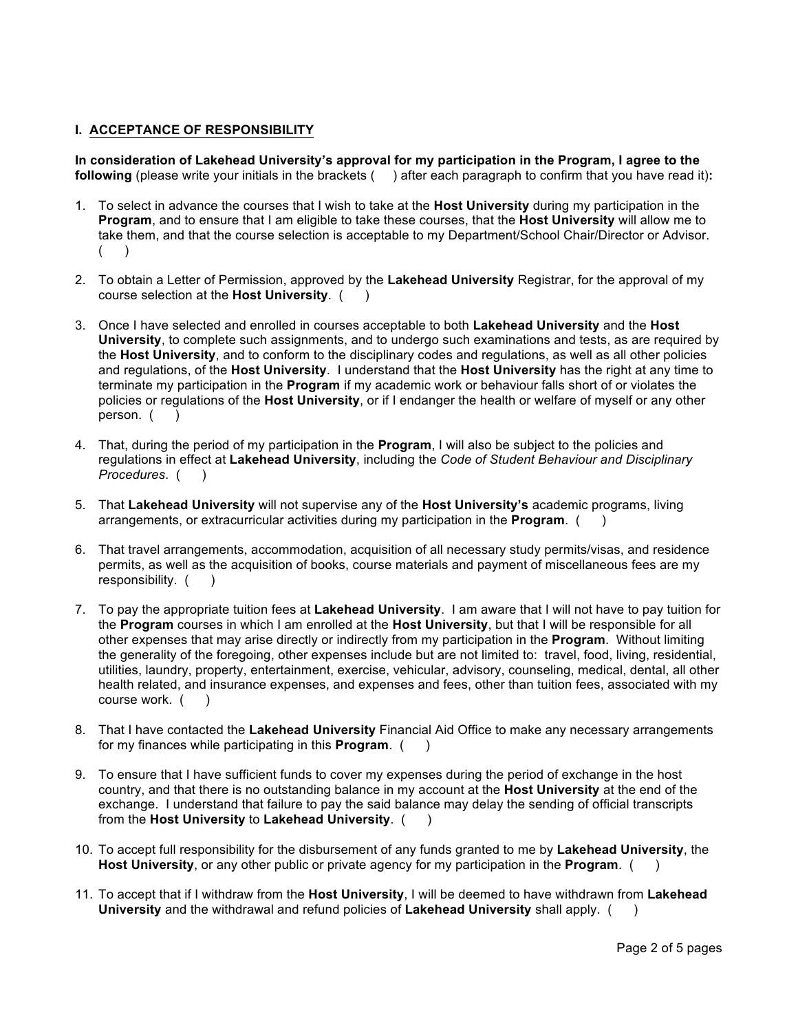## I. ACCEPTANCE OF RESPONSIBILITY

**In consideration of Lakehead University's approval for my participation in the Program, I agree to the following** (please write your initials in the brackets (     ) after each paragraph to confirm that you have read it)**:**

1. To select in advance the courses that I wish to take at the **Host University** during my participation in the **Program**, and to ensure that I am eligible to take these courses, that the **Host University** will allow me to take them, and that the course selection is acceptable to my Department/School Chair/Director or Advisor. (     )

2. To obtain a Letter of Permission, approved by the **Lakehead University** Registrar, for the approval of my course selection at the **Host University**. (     )

3. Once I have selected and enrolled in courses acceptable to both **Lakehead University** and the **Host University**, to complete such assignments, and to undergo such examinations and tests, as are required by the **Host University**, and to conform to the disciplinary codes and regulations, as well as all other policies and regulations, of the **Host University**. I understand that the **Host University** has the right at any time to terminate my participation in the **Program** if my academic work or behaviour falls short of or violates the policies or regulations of the **Host University**, or if I endanger the health or welfare of myself or any other person. (     )

4. That, during the period of my participation in the **Program**, I will also be subject to the policies and regulations in effect at **Lakehead University**, including the *Code of Student Behaviour and Disciplinary Procedures*. (     )

5. That **Lakehead University** will not supervise any of the **Host University's** academic programs, living arrangements, or extracurricular activities during my participation in the **Program**. (     )

6. That travel arrangements, accommodation, acquisition of all necessary study permits/visas, and residence permits, as well as the acquisition of books, course materials and payment of miscellaneous fees are my responsibility. (     )

7. To pay the appropriate tuition fees at **Lakehead University**. I am aware that I will not have to pay tuition for the **Program** courses in which I am enrolled at the **Host University**, but that I will be responsible for all other expenses that may arise directly or indirectly from my participation in the **Program**. Without limiting the generality of the foregoing, other expenses include but are not limited to: travel, food, living, residential, utilities, laundry, property, entertainment, exercise, vehicular, advisory, counseling, medical, dental, all other health related, and insurance expenses, and expenses and fees, other than tuition fees, associated with my course work. (     )

8. That I have contacted the **Lakehead University** Financial Aid Office to make any necessary arrangements for my finances while participating in this **Program**. (     )

9. To ensure that I have sufficient funds to cover my expenses during the period of exchange in the host country, and that there is no outstanding balance in my account at the **Host University** at the end of the exchange. I understand that failure to pay the said balance may delay the sending of official transcripts from the **Host University** to **Lakehead University**. (     )

10. To accept full responsibility for the disbursement of any funds granted to me by **Lakehead University**, the **Host University**, or any other public or private agency for my participation in the **Program**. (     )

11. To accept that if I withdraw from the **Host University**, I will be deemed to have withdrawn from **Lakehead University** and the withdrawal and refund policies of **Lakehead University** shall apply. (     )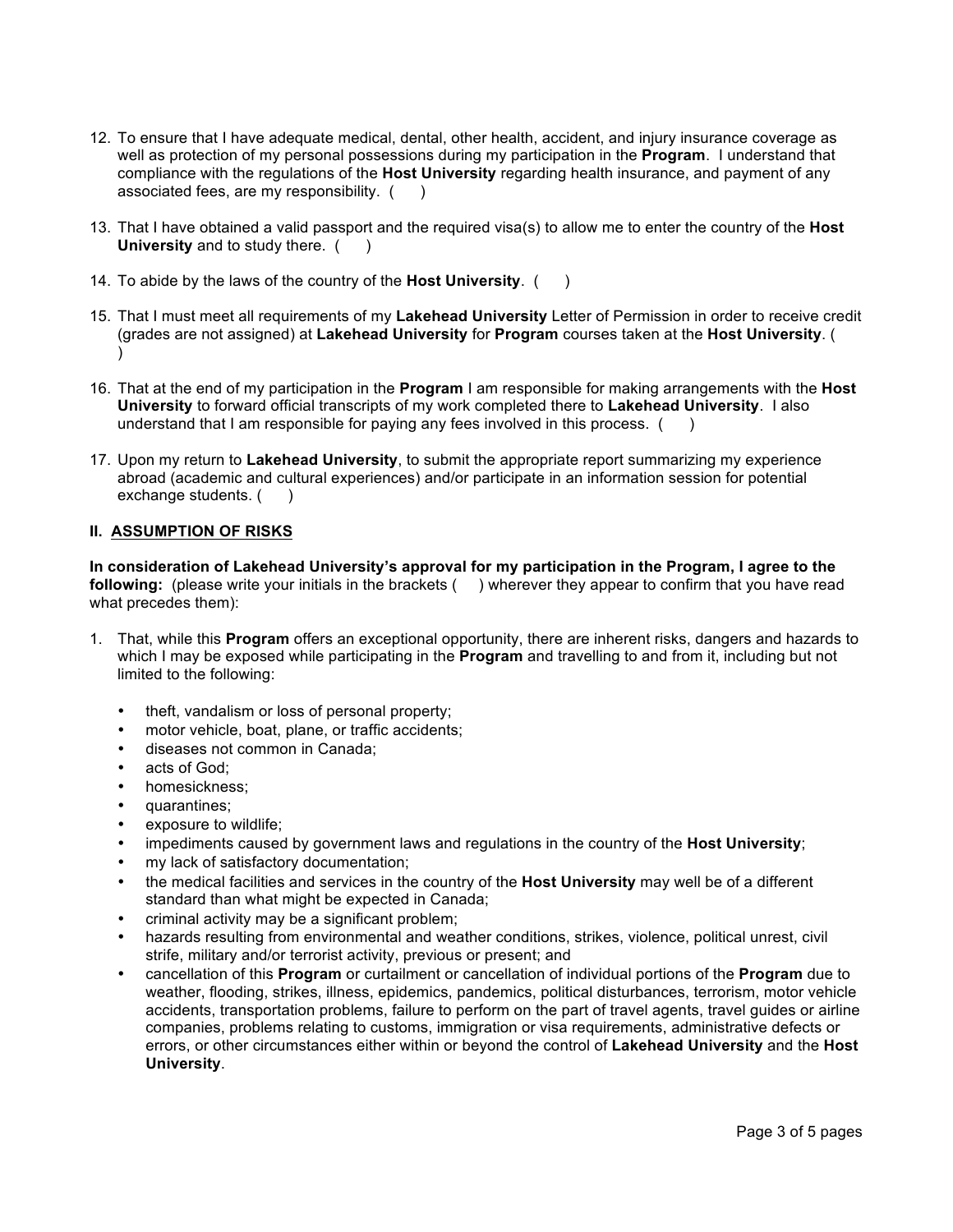12. To ensure that I have adequate medical, dental, other health, accident, and injury insurance coverage as well as protection of my personal possessions during my participation in the **Program**. I understand that compliance with the regulations of the **Host University** regarding health insurance, and payment of any associated fees, are my responsibility. (     )

13. That I have obtained a valid passport and the required visa(s) to allow me to enter the country of the **Host University** and to study there. (     )

14. To abide by the laws of the country of the **Host University**. (     )

15. That I must meet all requirements of my **Lakehead University** Letter of Permission in order to receive credit (grades are not assigned) at **Lakehead University** for **Program** courses taken at the **Host University**. (     )

16. That at the end of my participation in the **Program** I am responsible for making arrangements with the **Host University** to forward official transcripts of my work completed there to **Lakehead University**. I also understand that I am responsible for paying any fees involved in this process. (     )

17. Upon my return to **Lakehead University**, to submit the appropriate report summarizing my experience abroad (academic and cultural experiences) and/or participate in an information session for potential exchange students. (     )

## II. ASSUMPTION OF RISKS

**In consideration of Lakehead University's approval for my participation in the Program, I agree to the following:** (please write your initials in the brackets (     ) wherever they appear to confirm that you have read what precedes them):

1. That, while this **Program** offers an exceptional opportunity, there are inherent risks, dangers and hazards to which I may be exposed while participating in the **Program** and travelling to and from it, including but not limited to the following:

   - theft, vandalism or loss of personal property;
   - motor vehicle, boat, plane, or traffic accidents;
   - diseases not common in Canada;
   - acts of God;
   - homesickness;
   - quarantines;
   - exposure to wildlife;
   - impediments caused by government laws and regulations in the country of the **Host University**;
   - my lack of satisfactory documentation;
   - the medical facilities and services in the country of the **Host University** may well be of a different standard than what might be expected in Canada;
   - criminal activity may be a significant problem;
   - hazards resulting from environmental and weather conditions, strikes, violence, political unrest, civil strife, military and/or terrorist activity, previous or present; and
   - cancellation of this **Program** or curtailment or cancellation of individual portions of the **Program** due to weather, flooding, strikes, illness, epidemics, pandemics, political disturbances, terrorism, motor vehicle accidents, transportation problems, failure to perform on the part of travel agents, travel guides or airline companies, problems relating to customs, immigration or visa requirements, administrative defects or errors, or other circumstances either within or beyond the control of **Lakehead University** and the **Host University**.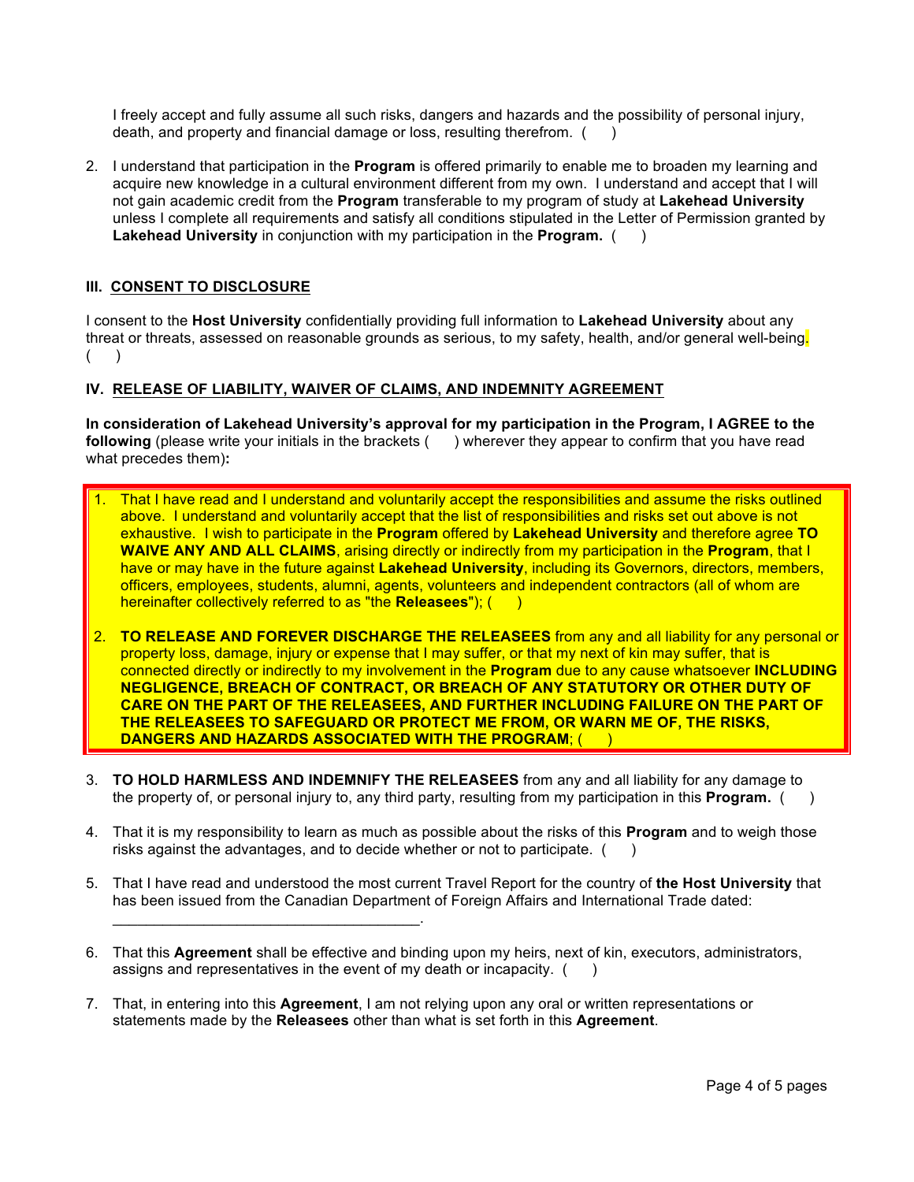I freely accept and fully assume all such risks, dangers and hazards and the possibility of personal injury, death, and property and financial damage or loss, resulting therefrom. (    )

2. I understand that participation in the **Program** is offered primarily to enable me to broaden my learning and acquire new knowledge in a cultural environment different from my own. I understand and accept that I will not gain academic credit from the **Program** transferable to my program of study at **Lakehead University** unless I complete all requirements and satisfy all conditions stipulated in the Letter of Permission granted by **Lakehead University** in conjunction with my participation in the **Program.** (    )

### III. CONSENT TO DISCLOSURE

I consent to the **Host University** confidentially providing full information to **Lakehead University** about any threat or threats, assessed on reasonable grounds as serious, to my safety, health, and/or general well-being. (    )

### IV. RELEASE OF LIABILITY, WAIVER OF CLAIMS, AND INDEMNITY AGREEMENT

**In consideration of Lakehead University's approval for my participation in the Program, I AGREE to the following** (please write your initials in the brackets (    ) wherever they appear to confirm that you have read what precedes them)**:**

1. That I have read and I understand and voluntarily accept the responsibilities and assume the risks outlined above. I understand and voluntarily accept that the list of responsibilities and risks set out above is not exhaustive. I wish to participate in the **Program** offered by **Lakehead University** and therefore agree **TO WAIVE ANY AND ALL CLAIMS**, arising directly or indirectly from my participation in the **Program**, that I have or may have in the future against **Lakehead University**, including its Governors, directors, members, officers, employees, students, alumni, agents, volunteers and independent contractors (all of whom are hereinafter collectively referred to as "the **Releasees**"); (    )

2. **TO RELEASE AND FOREVER DISCHARGE THE RELEASEES** from any and all liability for any personal or property loss, damage, injury or expense that I may suffer, or that my next of kin may suffer, that is connected directly or indirectly to my involvement in the **Program** due to any cause whatsoever **INCLUDING NEGLIGENCE, BREACH OF CONTRACT, OR BREACH OF ANY STATUTORY OR OTHER DUTY OF CARE ON THE PART OF THE RELEASEES, AND FURTHER INCLUDING FAILURE ON THE PART OF THE RELEASEES TO SAFEGUARD OR PROTECT ME FROM, OR WARN ME OF, THE RISKS, DANGERS AND HAZARDS ASSOCIATED WITH THE PROGRAM**; (    )

3. **TO HOLD HARMLESS AND INDEMNIFY THE RELEASEES** from any and all liability for any damage to the property of, or personal injury to, any third party, resulting from my participation in this **Program.** (    )

4. That it is my responsibility to learn as much as possible about the risks of this **Program** and to weigh those risks against the advantages, and to decide whether or not to participate. (    )

5. That I have read and understood the most current Travel Report for the country of **the Host University** that has been issued from the Canadian Department of Foreign Affairs and International Trade dated: \_\_\_\_\_\_\_\_\_\_\_\_\_\_\_\_\_\_\_\_\_\_\_\_\_\_\_\_\_\_\_\_\_\_\_\_.

6. That this **Agreement** shall be effective and binding upon my heirs, next of kin, executors, administrators, assigns and representatives in the event of my death or incapacity. (    )

7. That, in entering into this **Agreement**, I am not relying upon any oral or written representations or statements made by the **Releasees** other than what is set forth in this **Agreement**.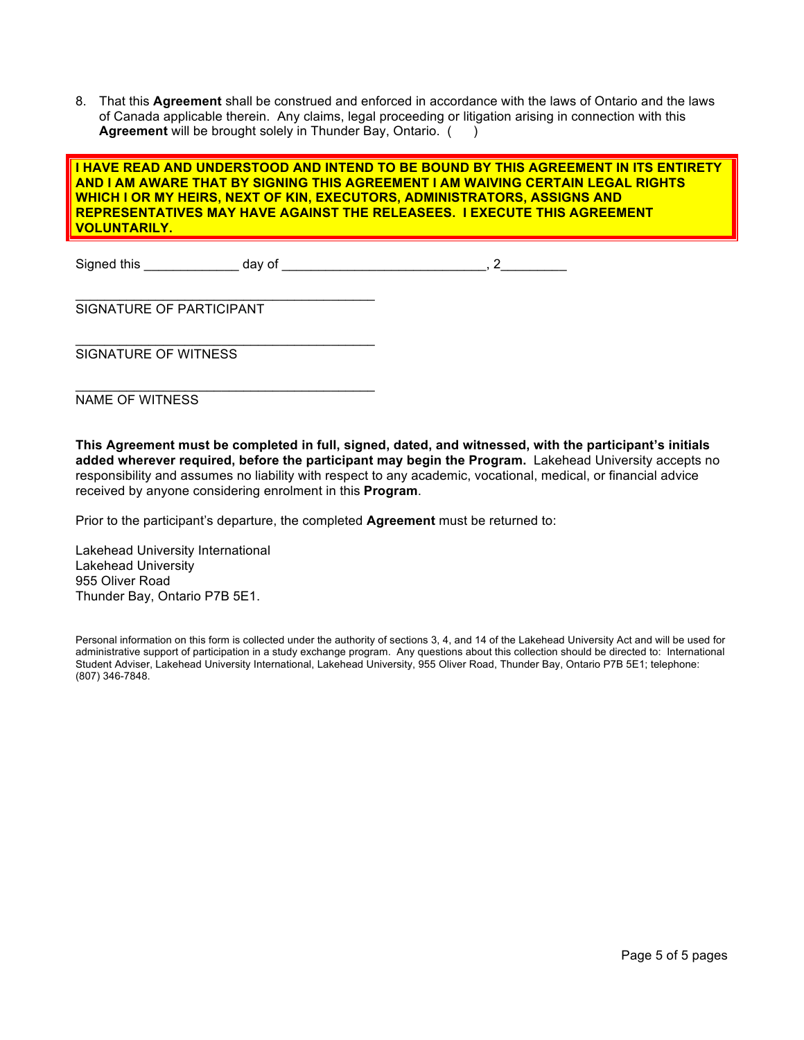8. That this **Agreement** shall be construed and enforced in accordance with the laws of Ontario and the laws of Canada applicable therein. Any claims, legal proceeding or litigation arising in connection with this **Agreement** will be brought solely in Thunder Bay, Ontario. (   )

**I HAVE READ AND UNDERSTOOD AND INTEND TO BE BOUND BY THIS AGREEMENT IN ITS ENTIRETY AND I AM AWARE THAT BY SIGNING THIS AGREEMENT I AM WAIVING CERTAIN LEGAL RIGHTS WHICH I OR MY HEIRS, NEXT OF KIN, EXECUTORS, ADMINISTRATORS, ASSIGNS AND REPRESENTATIVES MAY HAVE AGAINST THE RELEASEES. I EXECUTE THIS AGREEMENT VOLUNTARILY.**

Signed this _____________ day of ____________________________, 2_________

________________________________________
SIGNATURE OF PARTICIPANT

________________________________________
SIGNATURE OF WITNESS

________________________________________
NAME OF WITNESS

**This Agreement must be completed in full, signed, dated, and witnessed, with the participant's initials added wherever required, before the participant may begin the Program.** Lakehead University accepts no responsibility and assumes no liability with respect to any academic, vocational, medical, or financial advice received by anyone considering enrolment in this **Program**.

Prior to the participant's departure, the completed **Agreement** must be returned to:

Lakehead University International
Lakehead University
955 Oliver Road
Thunder Bay, Ontario P7B 5E1.

Personal information on this form is collected under the authority of sections 3, 4, and 14 of the Lakehead University Act and will be used for administrative support of participation in a study exchange program. Any questions about this collection should be directed to: International Student Adviser, Lakehead University International, Lakehead University, 955 Oliver Road, Thunder Bay, Ontario P7B 5E1; telephone: (807) 346-7848.